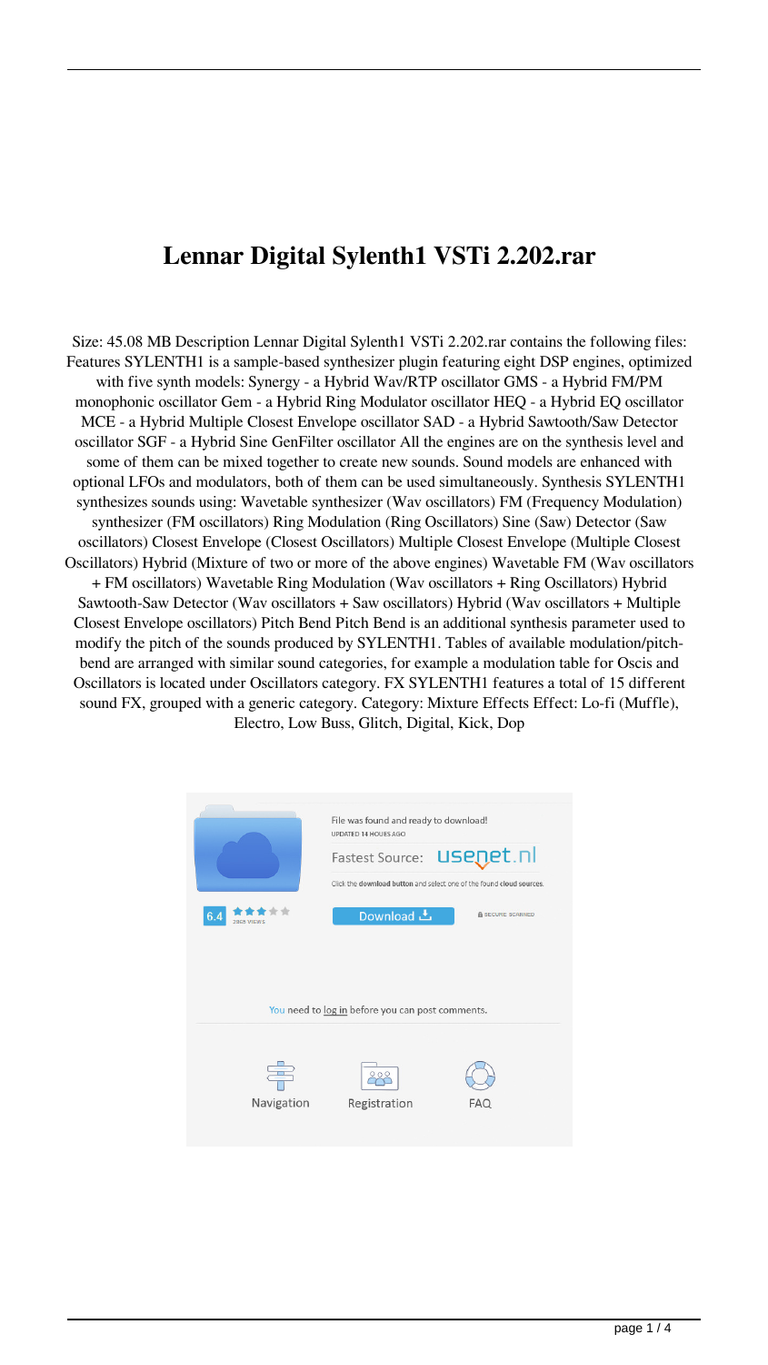# Lennar Digital Sylenth1 VSTi 2.202.rar

Size: 45.08 MB Description Lennar Digital Sylenth1 VSTi 2.202.rar contains the following files: Features SYLENTH1 is a sample-based synthesizer plugin featuring eight DSP engines, optimized with five synth models: Synergy - a Hybrid Wav/RTP oscillator GMS - a Hybrid FM/PM monophonic oscillator Gem - a Hybrid Ring Modulator oscillator HEQ - a Hybrid EQ oscillator MCE - a Hybrid Multiple Closest Envelope oscillator SAD - a Hybrid Sawtooth/Saw Detector oscillator SGF - a Hybrid Sine GenFilter oscillator All the engines are on the synthesis level and some of them can be mixed together to create new sounds. Sound models are enhanced with optional LFOs and modulators, both of them can be used simultaneously. Synthesis SYLENTH1 synthesizes sounds using: Wavetable synthesizer (Wav oscillators) FM (Frequency Modulation) synthesizer (FM oscillators) Ring Modulation (Ring Oscillators) Sine (Saw) Detector (Saw oscillators) Closest Envelope (Closest Oscillators) Multiple Closest Envelope (Multiple Closest Oscillators) Hybrid (Mixture of two or more of the above engines) Wavetable FM (Wav oscillators + FM oscillators) Wavetable Ring Modulation (Wav oscillators + Ring Oscillators) Hybrid Sawtooth-Saw Detector (Wav oscillators + Saw oscillators) Hybrid (Wav oscillators + Multiple Closest Envelope oscillators) Pitch Bend Pitch Bend is an additional synthesis parameter used to modify the pitch of the sounds produced by SYLENTH1. Tables of available modulation/pitch-bend are arranged with similar sound categories, for example a modulation table for Oscis and Oscillators is located under Oscillators category. FX SYLENTH1 features a total of 15 different sound FX, grouped with a generic category. Category: Mixture Effects Effect: Lo-fi (Muffle), Electro, Low Buss, Glitch, Digital, Kick, Dop

File was found and ready to download!
UPDATED 14 HOURS AGO

Fastest Source: usenet.nl

Click the download button and select one of the found cloud sources.

6.4 2868 VIEWS

Download

SECURE SCANNED

You need to log in before you can post comments.

Navigation Registration FAQ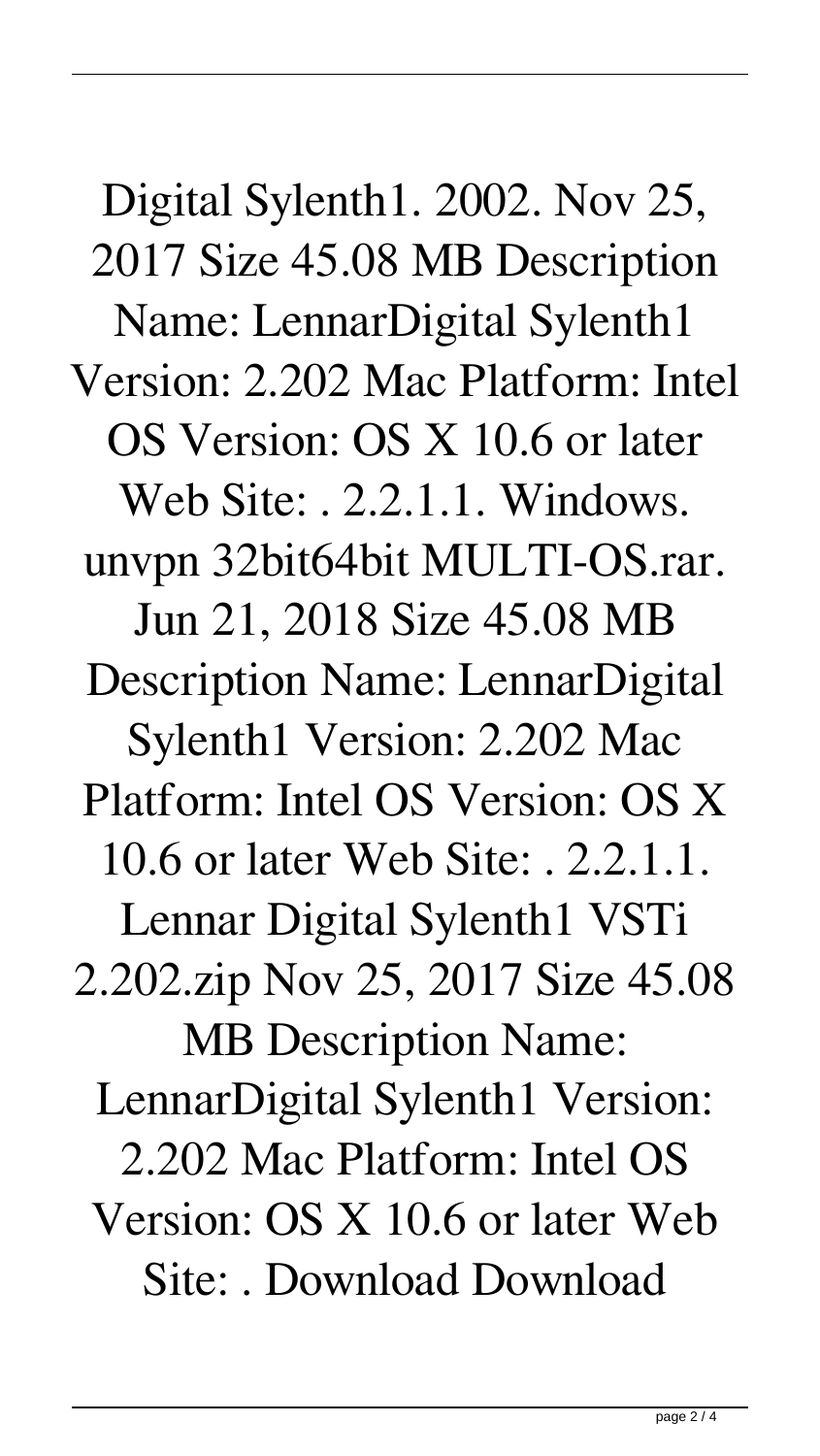Digital Sylenth1. 2002. Nov 25, 2017 Size 45.08 MB Description Name: LennarDigital Sylenth1 Version: 2.202 Mac Platform: Intel OS Version: OS X 10.6 or later Web Site: . 2.2.1.1. Windows. unvpn 32bit64bit MULTI-OS.rar. Jun 21, 2018 Size 45.08 MB Description Name: LennarDigital Sylenth1 Version: 2.202 Mac Platform: Intel OS Version: OS X 10.6 or later Web Site: . 2.2.1.1. Lennar Digital Sylenth1 VSTi 2.202.zip Nov 25, 2017 Size 45.08 MB Description Name: LennarDigital Sylenth1 Version: 2.202 Mac Platform: Intel OS Version: OS X 10.6 or later Web Site: . Download Download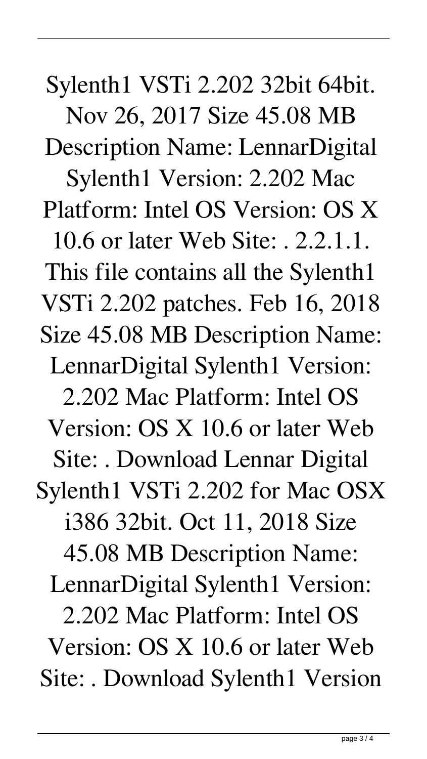Sylenth1 VSTi 2.202 32bit 64bit. Nov 26, 2017 Size 45.08 MB Description Name: LennarDigital Sylenth1 Version: 2.202 Mac Platform: Intel OS Version: OS X 10.6 or later Web Site: . 2.2.1.1. This file contains all the Sylenth1 VSTi 2.202 patches. Feb 16, 2018 Size 45.08 MB Description Name: LennarDigital Sylenth1 Version: 2.202 Mac Platform: Intel OS Version: OS X 10.6 or later Web Site: . Download Lennar Digital Sylenth1 VSTi 2.202 for Mac OSX i386 32bit. Oct 11, 2018 Size 45.08 MB Description Name: LennarDigital Sylenth1 Version: 2.202 Mac Platform: Intel OS Version: OS X 10.6 or later Web Site: . Download Sylenth1 Version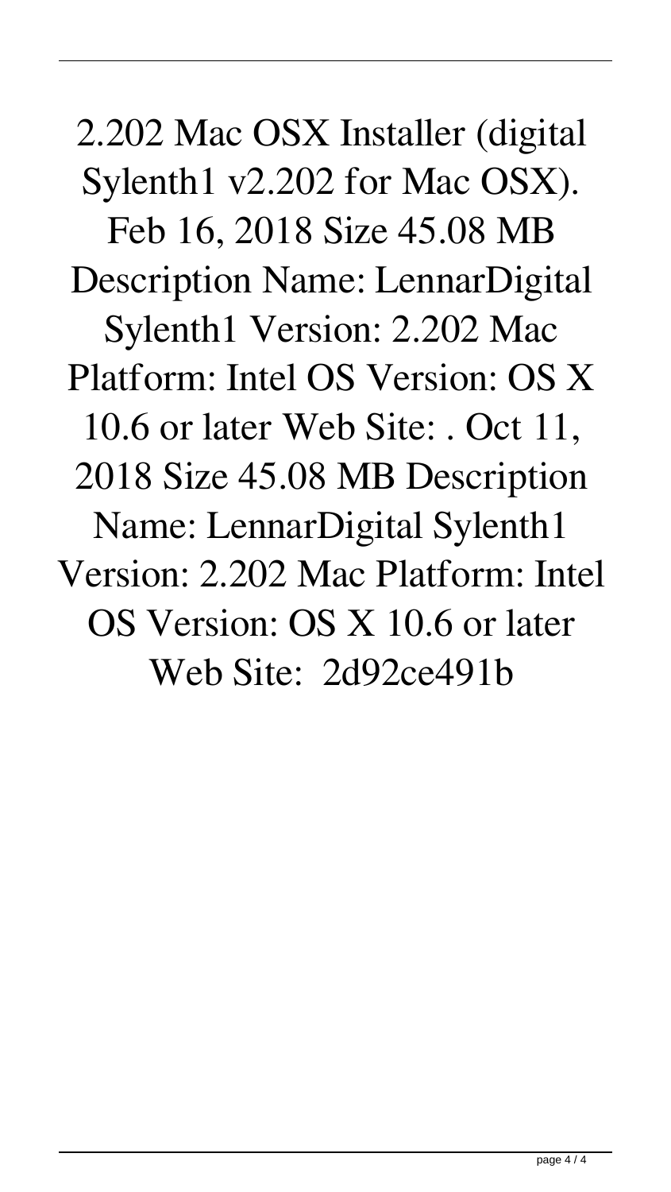2.202 Mac OSX Installer (digital Sylenth1 v2.202 for Mac OSX). Feb 16, 2018 Size 45.08 MB Description Name: LennarDigital Sylenth1 Version: 2.202 Mac Platform: Intel OS Version: OS X 10.6 or later Web Site: . Oct 11, 2018 Size 45.08 MB Description Name: LennarDigital Sylenth1 Version: 2.202 Mac Platform: Intel OS Version: OS X 10.6 or later Web Site: 2d92ce491b